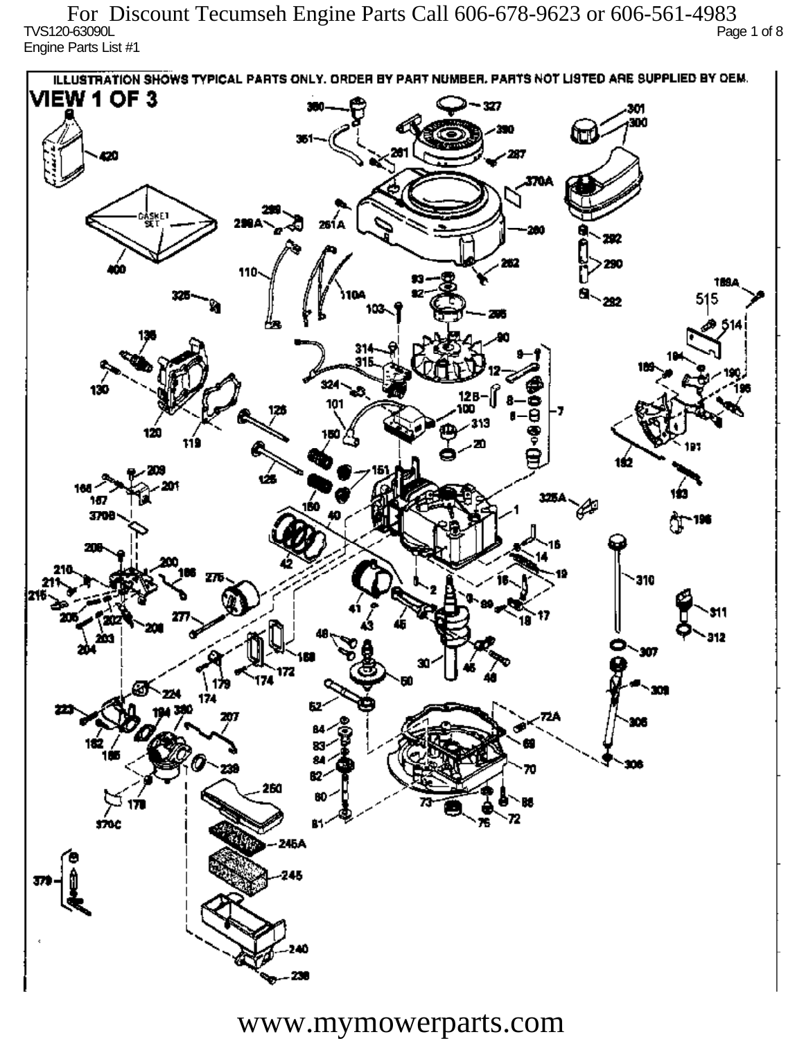For Discount Tecumseh Engine Parts Call 606-678-9623 or 606-561-4983

TVS120-63090L

Engine Parts List #1

ILLUSTRATION SHOWS TYPICAL PARTS ONLY. ORDER BY PART NUMBER. PARTS NOT LISTED ARE SUPPLIED BY OEM.

# VIEW 1 OF 3

www.mymowerparts.com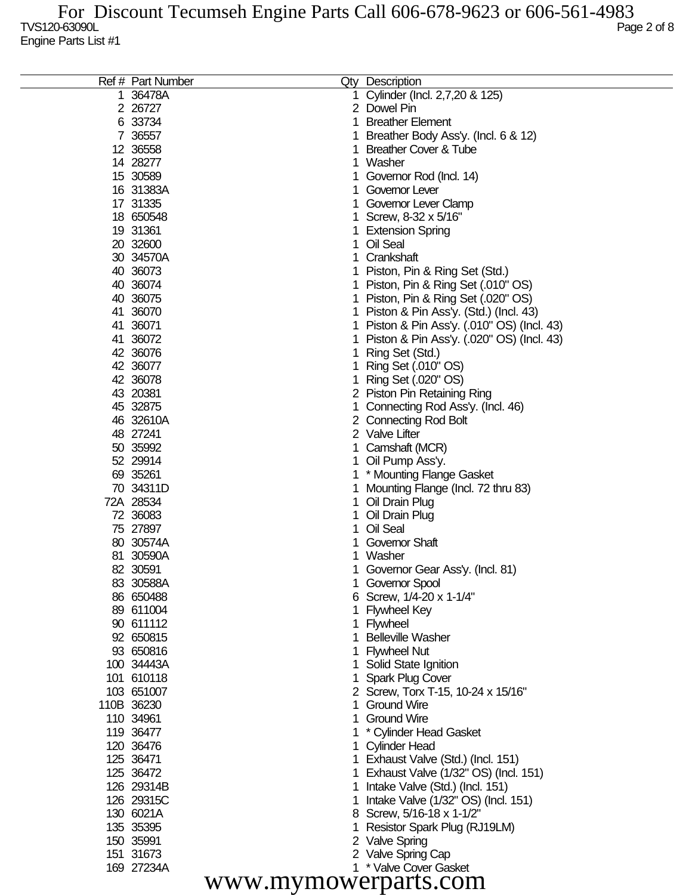TVS120-63090L

Engine Parts List #1

| Ref # | Part Number | Qty | Description |
|---|---|---|---|
| 1 | 36478A | 1 | Cylinder (Incl. 2,7,20 & 125) |
| 2 | 26727 | 2 | Dowel Pin |
| 6 | 33734 | 1 | Breather Element |
| 7 | 36557 | 1 | Breather Body Ass'y. (Incl. 6 & 12) |
| 12 | 36558 | 1 | Breather Cover & Tube |
| 14 | 28277 | 1 | Washer |
| 15 | 30589 | 1 | Governor Rod (Incl. 14) |
| 16 | 31383A | 1 | Governor Lever |
| 17 | 31335 | 1 | Governor Lever Clamp |
| 18 | 650548 | 1 | Screw, 8-32 x 5/16" |
| 19 | 31361 | 1 | Extension Spring |
| 20 | 32600 | 1 | Oil Seal |
| 30 | 34570A | 1 | Crankshaft |
| 40 | 36073 | 1 | Piston, Pin & Ring Set (Std.) |
| 40 | 36074 | 1 | Piston, Pin & Ring Set (.010" OS) |
| 40 | 36075 | 1 | Piston, Pin & Ring Set (.020" OS) |
| 41 | 36070 | 1 | Piston & Pin Ass'y. (Std.) (Incl. 43) |
| 41 | 36071 | 1 | Piston & Pin Ass'y. (.010" OS) (Incl. 43) |
| 41 | 36072 | 1 | Piston & Pin Ass'y. (.020" OS) (Incl. 43) |
| 42 | 36076 | 1 | Ring Set (Std.) |
| 42 | 36077 | 1 | Ring Set (.010" OS) |
| 42 | 36078 | 1 | Ring Set (.020" OS) |
| 43 | 20381 | 2 | Piston Pin Retaining Ring |
| 45 | 32875 | 1 | Connecting Rod Ass'y. (Incl. 46) |
| 46 | 32610A | 2 | Connecting Rod Bolt |
| 48 | 27241 | 2 | Valve Lifter |
| 50 | 35992 | 1 | Camshaft (MCR) |
| 52 | 29914 | 1 | Oil Pump Ass'y. |
| 69 | 35261 | 1 | * Mounting Flange Gasket |
| 70 | 34311D | 1 | Mounting Flange (Incl. 72 thru 83) |
| 72A | 28534 | 1 | Oil Drain Plug |
| 72 | 36083 | 1 | Oil Drain Plug |
| 75 | 27897 | 1 | Oil Seal |
| 80 | 30574A | 1 | Governor Shaft |
| 81 | 30590A | 1 | Washer |
| 82 | 30591 | 1 | Governor Gear Ass'y. (Incl. 81) |
| 83 | 30588A | 1 | Governor Spool |
| 86 | 650488 | 6 | Screw, 1/4-20 x 1-1/4" |
| 89 | 611004 | 1 | Flywheel Key |
| 90 | 611112 | 1 | Flywheel |
| 92 | 650815 | 1 | Belleville Washer |
| 93 | 650816 | 1 | Flywheel Nut |
| 100 | 34443A | 1 | Solid State Ignition |
| 101 | 610118 | 1 | Spark Plug Cover |
| 103 | 651007 | 2 | Screw, Torx T-15, 10-24 x 15/16" |
| 110B | 36230 | 1 | Ground Wire |
| 110 | 34961 | 1 | Ground Wire |
| 119 | 36477 | 1 | * Cylinder Head Gasket |
| 120 | 36476 | 1 | Cylinder Head |
| 125 | 36471 | 1 | Exhaust Valve (Std.) (Incl. 151) |
| 125 | 36472 | 1 | Exhaust Valve (1/32" OS) (Incl. 151) |
| 126 | 29314B | 1 | Intake Valve (Std.) (Incl. 151) |
| 126 | 29315C | 1 | Intake Valve (1/32" OS) (Incl. 151) |
| 130 | 6021A | 8 | Screw, 5/16-18 x 1-1/2" |
| 135 | 35395 | 1 | Resistor Spark Plug (RJ19LM) |
| 150 | 35991 | 2 | Valve Spring |
| 151 | 31673 | 2 | Valve Spring Cap |
| 169 | 27234A | 1 | * Valve Cover Gasket |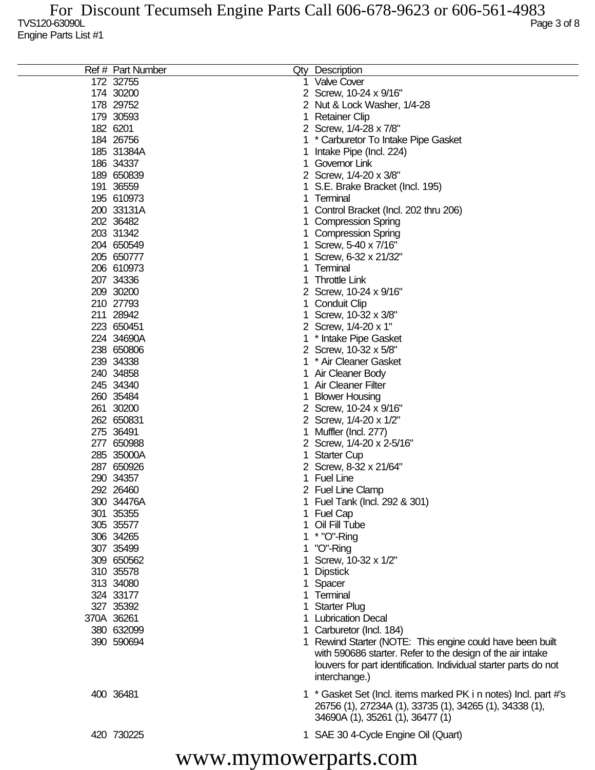TVS120-63090L
Engine Parts List #1

| Ref # | Part Number | Qty | Description |
|---|---|---|---|
| 172 | 32755 | 1 | Valve Cover |
| 174 | 30200 | 2 | Screw, 10-24 x 9/16" |
| 178 | 29752 | 2 | Nut & Lock Washer, 1/4-28 |
| 179 | 30593 | 1 | Retainer Clip |
| 182 | 6201 | 2 | Screw, 1/4-28 x 7/8" |
| 184 | 26756 | 1 | * Carburetor To Intake Pipe Gasket |
| 185 | 31384A | 1 | Intake Pipe (Incl. 224) |
| 186 | 34337 | 1 | Governor Link |
| 189 | 650839 | 2 | Screw, 1/4-20 x 3/8" |
| 191 | 36559 | 1 | S.E. Brake Bracket (Incl. 195) |
| 195 | 610973 | 1 | Terminal |
| 200 | 33131A | 1 | Control Bracket (Incl. 202 thru 206) |
| 202 | 36482 | 1 | Compression Spring |
| 203 | 31342 | 1 | Compression Spring |
| 204 | 650549 | 1 | Screw, 5-40 x 7/16" |
| 205 | 650777 | 1 | Screw, 6-32 x 21/32" |
| 206 | 610973 | 1 | Terminal |
| 207 | 34336 | 1 | Throttle Link |
| 209 | 30200 | 2 | Screw, 10-24 x 9/16" |
| 210 | 27793 | 1 | Conduit Clip |
| 211 | 28942 | 1 | Screw, 10-32 x 3/8" |
| 223 | 650451 | 2 | Screw, 1/4-20 x 1" |
| 224 | 34690A | 1 | * Intake Pipe Gasket |
| 238 | 650806 | 2 | Screw, 10-32 x 5/8" |
| 239 | 34338 | 1 | * Air Cleaner Gasket |
| 240 | 34858 | 1 | Air Cleaner Body |
| 245 | 34340 | 1 | Air Cleaner Filter |
| 260 | 35484 | 1 | Blower Housing |
| 261 | 30200 | 2 | Screw, 10-24 x 9/16" |
| 262 | 650831 | 2 | Screw, 1/4-20 x 1/2" |
| 275 | 36491 | 1 | Muffler (Incl. 277) |
| 277 | 650988 | 2 | Screw, 1/4-20 x 2-5/16" |
| 285 | 35000A | 1 | Starter Cup |
| 287 | 650926 | 2 | Screw, 8-32 x 21/64" |
| 290 | 34357 | 1 | Fuel Line |
| 292 | 26460 | 2 | Fuel Line Clamp |
| 300 | 34476A | 1 | Fuel Tank (Incl. 292 & 301) |
| 301 | 35355 | 1 | Fuel Cap |
| 305 | 35577 | 1 | Oil Fill Tube |
| 306 | 34265 | 1 | * "O"-Ring |
| 307 | 35499 | 1 | "O"-Ring |
| 309 | 650562 | 1 | Screw, 10-32 x 1/2" |
| 310 | 35578 | 1 | Dipstick |
| 313 | 34080 | 1 | Spacer |
| 324 | 33177 | 1 | Terminal |
| 327 | 35392 | 1 | Starter Plug |
| 370A | 36261 | 1 | Lubrication Decal |
| 380 | 632099 | 1 | Carburetor (Incl. 184) |
| 390 | 590694 | 1 | Rewind Starter (NOTE: This engine could have been built with 590686 starter. Refer to the design of the air intake louvers for part identification. Individual starter parts do not interchange.) |
| 400 | 36481 | 1 | * Gasket Set (Incl. items marked PK i n notes) Incl. part #'s 26756 (1), 27234A (1), 33735 (1), 34265 (1), 34338 (1), 34690A (1), 35261 (1), 36477 (1) |
| 420 | 730225 | 1 | SAE 30 4-Cycle Engine Oil (Quart) |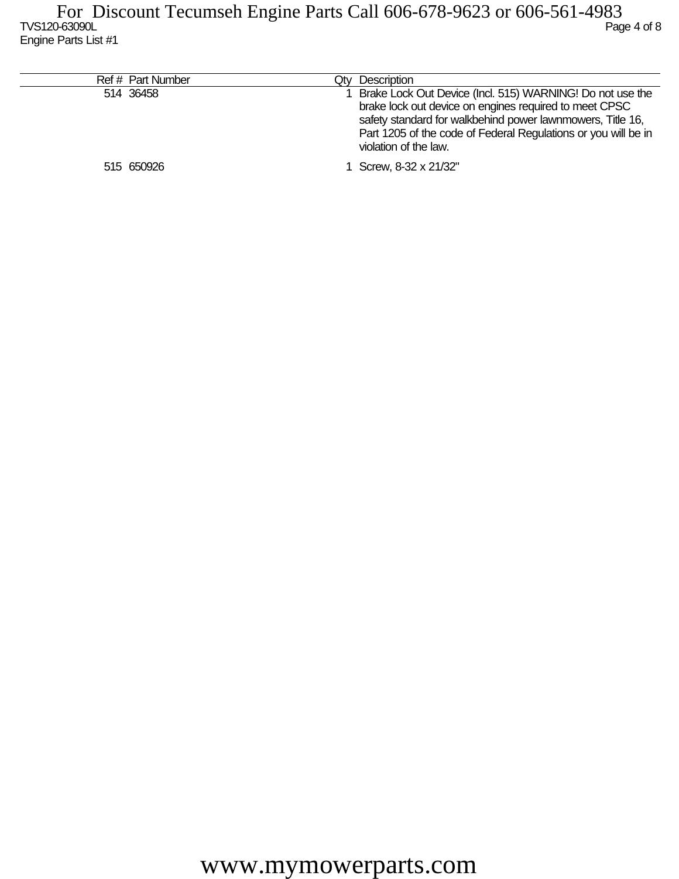| Ref # | Part Number | Qty | Description |
|---|---|---|---|
| 514 | 36458 | 1 | Brake Lock Out Device (Incl. 515) WARNING! Do not use the brake lock out device on engines required to meet CPSC safety standard for walkbehind power lawnmowers, Title 16, Part 1205 of the code of Federal Regulations or you will be in violation of the law. |
| 515 | 650926 | 1 | Screw, 8-32 x 21/32" |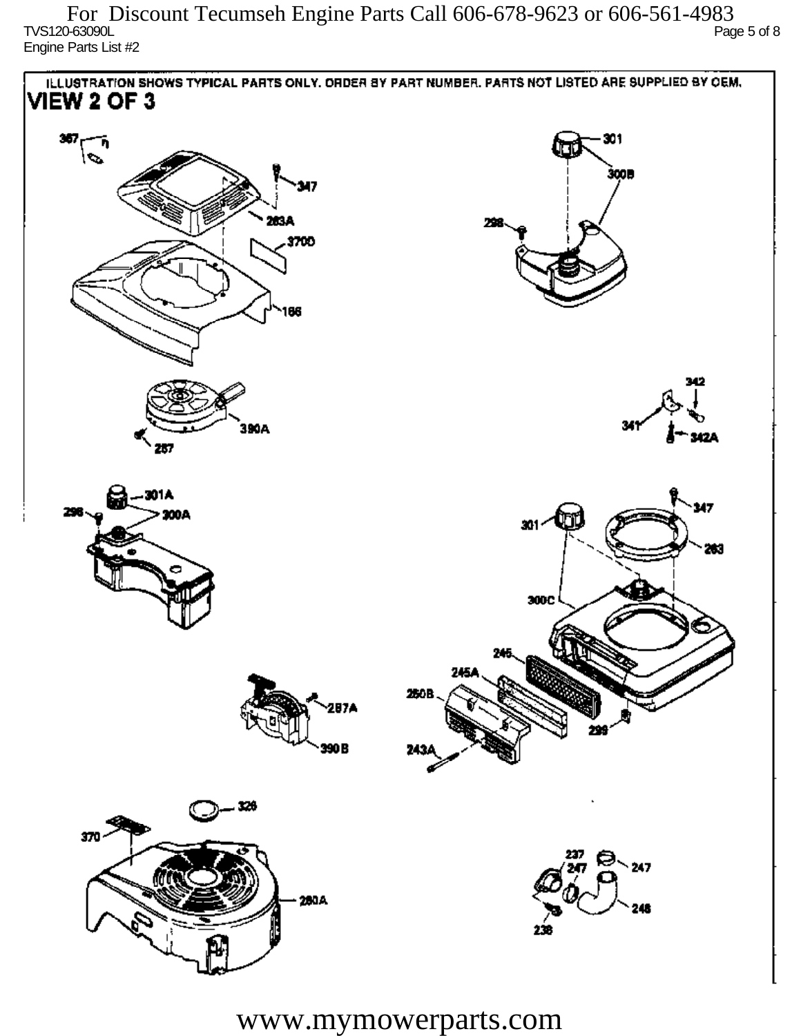For Discount Tecumseh Engine Parts Call 606-678-9623 or 606-561-4983

TVS120-63090L

Engine Parts List #2

ILLUSTRATION SHOWS TYPICAL PARTS ONLY. ORDER BY PART NUMBER. PARTS NOT LISTED ARE SUPPLIED BY OEM.

## VIEW 2 OF 3

367, 347, 283A, 370D, 166, 301, 300B, 298, 390A, 257, 342, 341, 342A, 301A, 298, 300A, 347, 301, 283, 300C, 245, 245A, 250B, 243A, 299, 257A, 390B, 326, 370, 260A, 237, 247, 247, 246, 238

www.mymowerparts.com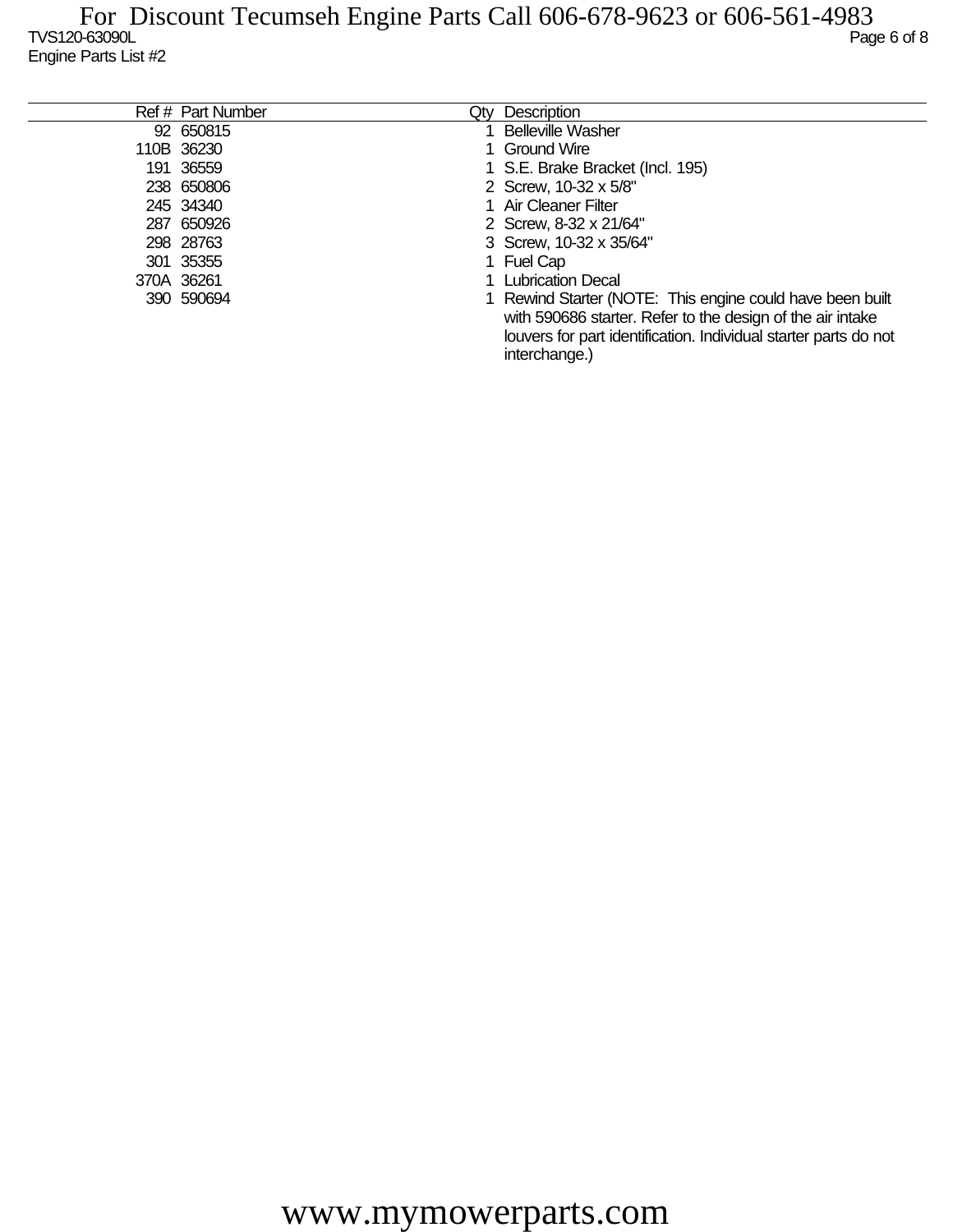TVS120-63090L

Engine Parts List #2

| Ref # | Part Number | Qty | Description |
|---|---|---|---|
| 92 | 650815 | 1 | Belleville Washer |
| 110B | 36230 | 1 | Ground Wire |
| 191 | 36559 | 1 | S.E. Brake Bracket (Incl. 195) |
| 238 | 650806 | 2 | Screw, 10-32 x 5/8" |
| 245 | 34340 | 1 | Air Cleaner Filter |
| 287 | 650926 | 2 | Screw, 8-32 x 21/64" |
| 298 | 28763 | 3 | Screw, 10-32 x 35/64" |
| 301 | 35355 | 1 | Fuel Cap |
| 370A | 36261 | 1 | Lubrication Decal |
| 390 | 590694 | 1 | Rewind Starter (NOTE: This engine could have been built with 590686 starter. Refer to the design of the air intake louvers for part identification. Individual starter parts do not interchange.) |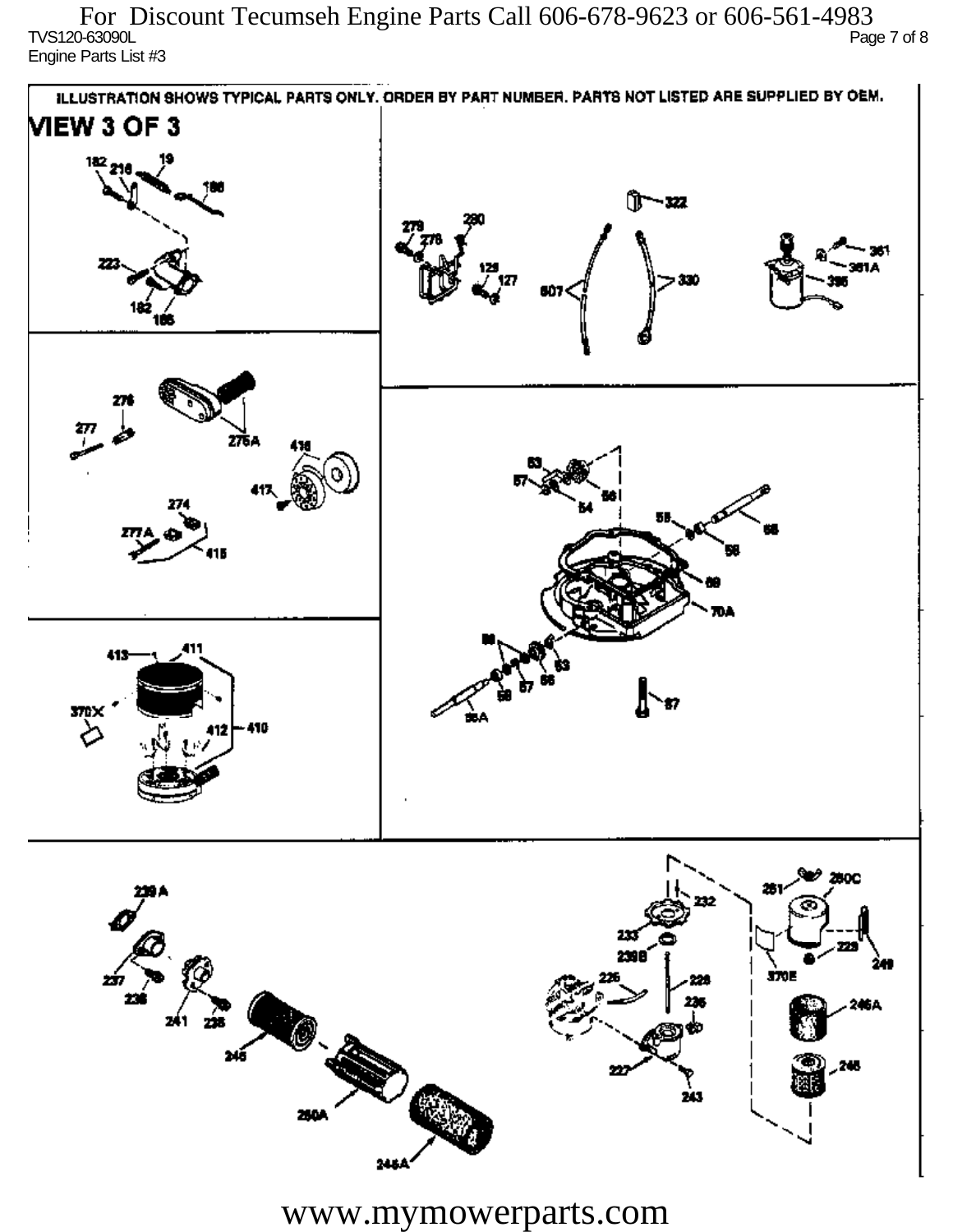ILLUSTRATION SHOWS TYPICAL PARTS ONLY. ORDER BY PART NUMBER. PARTS NOT LISTED ARE SUPPLIED BY OEM.

# VIEW 3 OF 3

182 216 19 186 223 182 185

279 278 280 129 127 607 322 330 361 361A 395

276 277 275A 416 417 274 277A 415

63 57 54 56 55 56 55 69 70A 58 57 56 63 58 55A 87

413 411 370X 412 410

239 A 237 236 241 235 245 250A 246A

232 233 239B 226 228 235 227 243 281 250C 370E 229 249 246A 246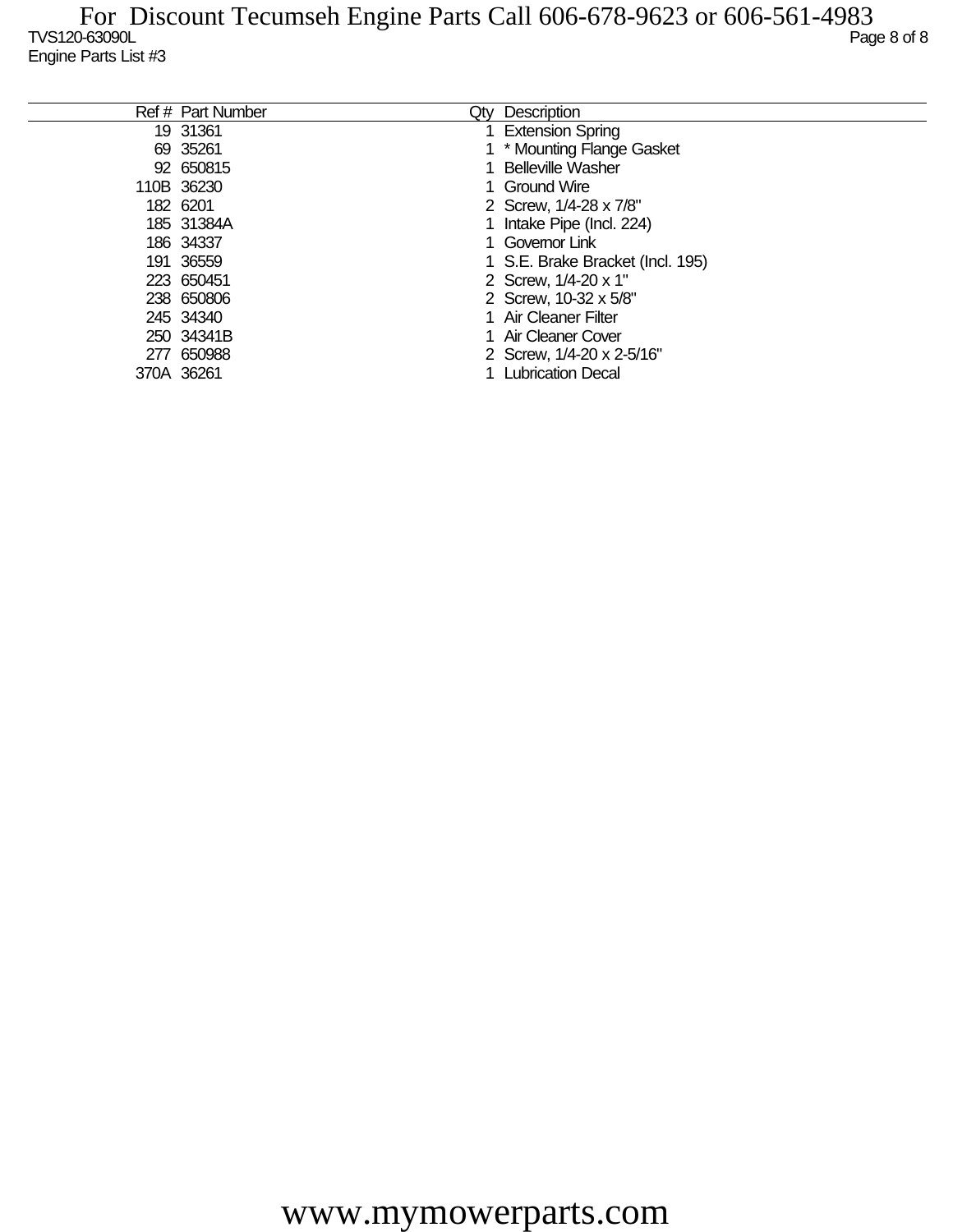| Ref # | Part Number | Qty | Description |
|---|---|---|---|
| 19 | 31361 | 1 | Extension Spring |
| 69 | 35261 | 1 | * Mounting Flange Gasket |
| 92 | 650815 | 1 | Belleville Washer |
| 110B | 36230 | 1 | Ground Wire |
| 182 | 6201 | 2 | Screw, 1/4-28 x 7/8" |
| 185 | 31384A | 1 | Intake Pipe (Incl. 224) |
| 186 | 34337 | 1 | Governor Link |
| 191 | 36559 | 1 | S.E. Brake Bracket (Incl. 195) |
| 223 | 650451 | 2 | Screw, 1/4-20 x 1" |
| 238 | 650806 | 2 | Screw, 10-32 x 5/8" |
| 245 | 34340 | 1 | Air Cleaner Filter |
| 250 | 34341B | 1 | Air Cleaner Cover |
| 277 | 650988 | 2 | Screw, 1/4-20 x 2-5/16" |
| 370A | 36261 | 1 | Lubrication Decal |